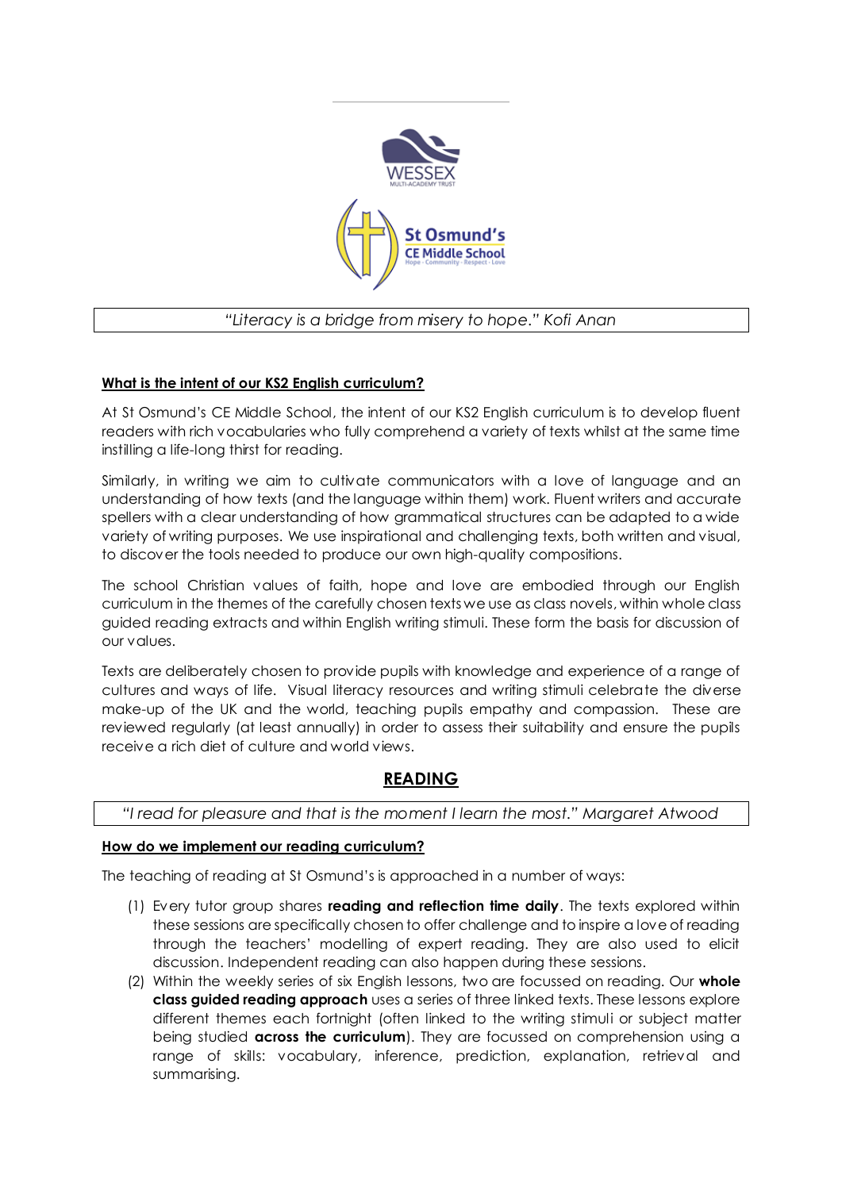“Literacy is a bridge from misery to hope.” Kofi Anan

**What is the intent of our KS2 English curriculum?**

At St Osmund’s CE Middle School, the intent of our KS2 English curriculum is to develop fluent readers with rich vocabularies who fully comprehend a variety of texts whilst at the same time instilling a life-long thirst for reading.

Similarly, in writing we aim to cultivate communicators with a love of language and an understanding of how texts (and the language within them) work. Fluent writers and accurate spellers with a clear understanding of how grammatical structures can be adapted to a wide variety of writing purposes. We use inspirational and challenging texts, both written and visual, to discover the tools needed to produce our own high-quality compositions.

The school Christian values of faith, hope and love are embodied through our English curriculum in the themes of the carefully chosen texts we use as class novels, within whole class guided reading extracts and within English writing stimuli. These form the basis for discussion of our values.

Texts are deliberately chosen to provide pupils with knowledge and experience of a range of cultures and ways of life. Visual literacy resources and writing stimuli celebrate the diverse make-up of the UK and the world, teaching pupils empathy and compassion. These are reviewed regularly (at least annually) in order to assess their suitability and ensure the pupils receive a rich diet of culture and world views.

## READING

*“I read for pleasure and that is the moment I learn the most.” Margaret Atwood*

**How do we implement our reading curriculum?**

The teaching of reading at St Osmund’s is approached in a number of ways:

(1) Every tutor group shares **reading and reflection time daily**. The texts explored within these sessions are specifically chosen to offer challenge and to inspire a love of reading through the teachers’ modelling of expert reading. They are also used to elicit discussion. Independent reading can also happen during these sessions.

(2) Within the weekly series of six English lessons, two are focussed on reading. Our **whole class guided reading approach** uses a series of three linked texts. These lessons explore different themes each fortnight (often linked to the writing stimuli or subject matter being studied **across the curriculum**). They are focussed on comprehension using a range of skills: vocabulary, inference, prediction, explanation, retrieval and summarising.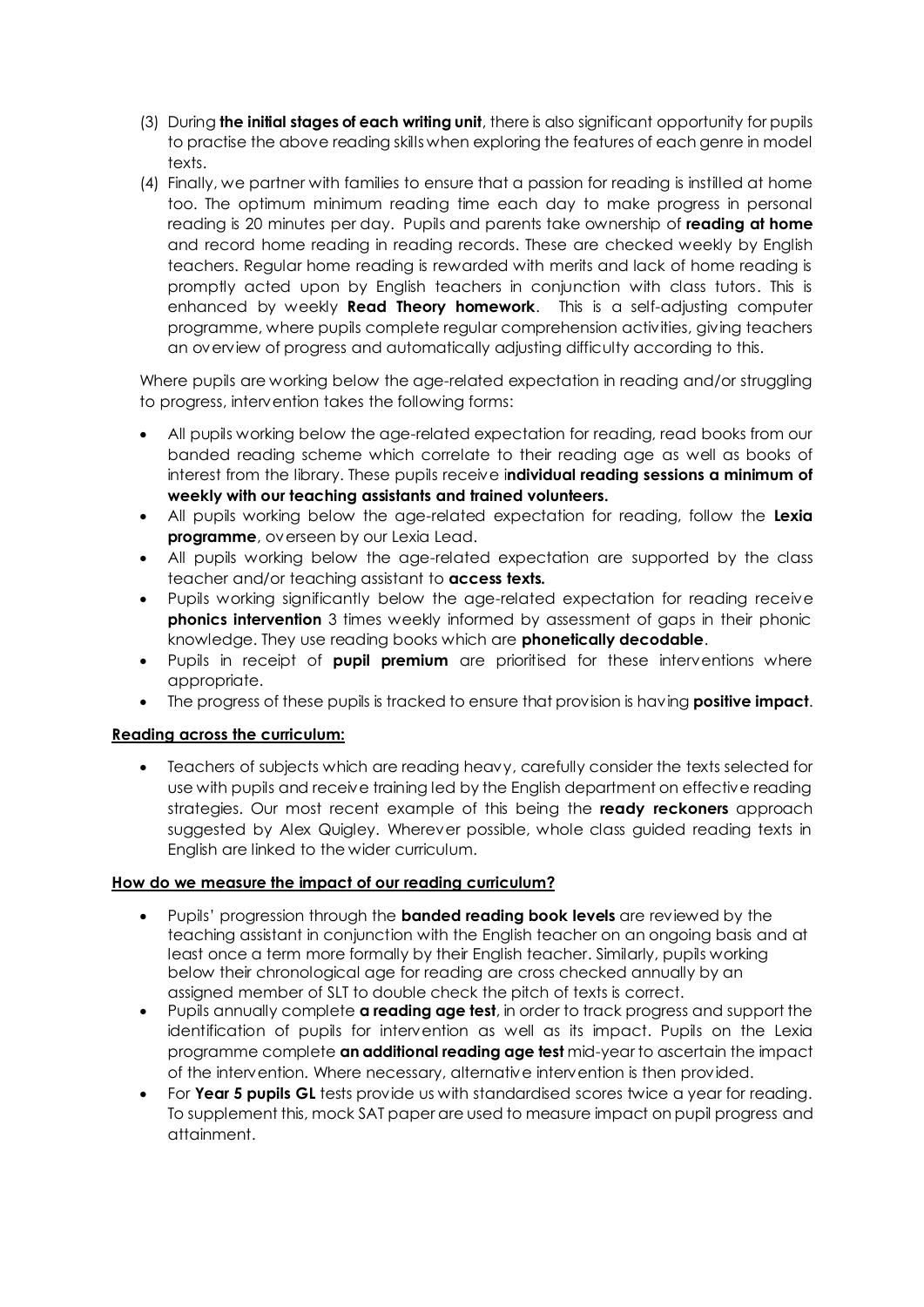(3) During **the initial stages of each writing unit**, there is also significant opportunity for pupils to practise the above reading skills when exploring the features of each genre in model texts.

(4) Finally, we partner with families to ensure that a passion for reading is instilled at home too. The optimum minimum reading time each day to make progress in personal reading is 20 minutes per day. Pupils and parents take ownership of **reading at home** and record home reading in reading records. These are checked weekly by English teachers. Regular home reading is rewarded with merits and lack of home reading is promptly acted upon by English teachers in conjunction with class tutors. This is enhanced by weekly **Read Theory homework**. This is a self-adjusting computer programme, where pupils complete regular comprehension activities, giving teachers an overview of progress and automatically adjusting difficulty according to this.

Where pupils are working below the age-related expectation in reading and/or struggling to progress, intervention takes the following forms:

- All pupils working below the age-related expectation for reading, read books from our banded reading scheme which correlate to their reading age as well as books of interest from the library. These pupils receive i**ndividual reading sessions a minimum of weekly with our teaching assistants and trained volunteers.**
- All pupils working below the age-related expectation for reading, follow the **Lexia programme**, overseen by our Lexia Lead.
- All pupils working below the age-related expectation are supported by the class teacher and/or teaching assistant to **access texts.**
- Pupils working significantly below the age-related expectation for reading receive **phonics intervention** 3 times weekly informed by assessment of gaps in their phonic knowledge. They use reading books which are **phonetically decodable**.
- Pupils in receipt of **pupil premium** are prioritised for these interventions where appropriate.
- The progress of these pupils is tracked to ensure that provision is having **positive impact**.

**Reading across the curriculum:**

- Teachers of subjects which are reading heavy, carefully consider the texts selected for use with pupils and receive training led by the English department on effective reading strategies. Our most recent example of this being the **ready reckoners** approach suggested by Alex Quigley. Wherever possible, whole class guided reading texts in English are linked to the wider curriculum.

**How do we measure the impact of our reading curriculum?**

- Pupils' progression through the **banded reading book levels** are reviewed by the teaching assistant in conjunction with the English teacher on an ongoing basis and at least once a term more formally by their English teacher. Similarly, pupils working below their chronological age for reading are cross checked annually by an assigned member of SLT to double check the pitch of texts is correct.
- Pupils annually complete **a reading age test**, in order to track progress and support the identification of pupils for intervention as well as its impact. Pupils on the Lexia programme complete **an additional reading age test** mid-year to ascertain the impact of the intervention. Where necessary, alternative intervention is then provided.
- For **Year 5 pupils GL** tests provide us with standardised scores twice a year for reading. To supplement this, mock SAT paper are used to measure impact on pupil progress and attainment.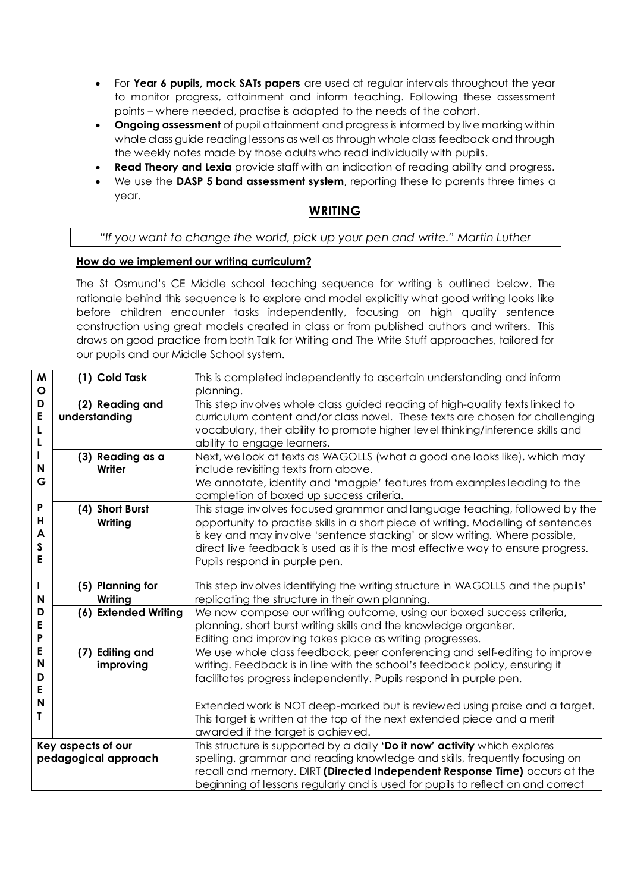- For **Year 6 pupils, mock SATs papers** are used at regular intervals throughout the year to monitor progress, attainment and inform teaching. Following these assessment points – where needed, practise is adapted to the needs of the cohort.
- **Ongoing assessment** of pupil attainment and progress is informed by live marking within whole class guide reading lessons as well as through whole class feedback and through the weekly notes made by those adults who read individually with pupils.
- **Read Theory and Lexia** provide staff with an indication of reading ability and progress.
- We use the **DASP 5 band assessment system**, reporting these to parents three times a year.

## WRITING

*"If you want to change the world, pick up your pen and write." Martin Luther*

### How do we implement our writing curriculum?

The St Osmund's CE Middle school teaching sequence for writing is outlined below. The rationale behind this sequence is to explore and model explicitly what good writing looks like before children encounter tasks independently, focusing on high quality sentence construction using great models created in class or from published authors and writers. This draws on good practice from both Talk for Writing and The Write Stuff approaches, tailored for our pupils and our Middle School system.

| | | |
|---|---|---|
| **MODELLING PHASE** | **(1) Cold Task** | This is completed independently to ascertain understanding and inform planning. |
| | **(2) Reading and understanding** | This step involves whole class guided reading of high-quality texts linked to curriculum content and/or class novel. These texts are chosen for challenging vocabulary, their ability to promote higher level thinking/inference skills and ability to engage learners. |
| | **(3) Reading as a Writer** | Next, we look at texts as WAGOLLS (what a good one looks like), which may include revisiting texts from above. We annotate, identify and 'magpie' features from examples leading to the completion of boxed up success criteria. |
| | **(4) Short Burst Writing** | This stage involves focused grammar and language teaching, followed by the opportunity to practise skills in a short piece of writing. Modelling of sentences is key and may involve 'sentence stacking' or slow writing. Where possible, direct live feedback is used as it is the most effective way to ensure progress. Pupils respond in purple pen. |
| **INDEPENDENT** | **(5) Planning for Writing** | This step involves identifying the writing structure in WAGOLLS and the pupils' replicating the structure in their own planning. |
| | **(6) Extended Writing** | We now compose our writing outcome, using our boxed success criteria, planning, short burst writing skills and the knowledge organiser. Editing and improving takes place as writing progresses. |
| | **(7) Editing and improving** | We use whole class feedback, peer conferencing and self-editing to improve writing. Feedback is in line with the school's feedback policy, ensuring it facilitates progress independently. Pupils respond in purple pen.<br><br>Extended work is NOT deep-marked but is reviewed using praise and a target. This target is written at the top of the next extended piece and a merit awarded if the target is achieved. |
| **Key aspects of our pedagogical approach** | | This structure is supported by a daily **'Do it now' activity** which explores spelling, grammar and reading knowledge and skills, frequently focusing on recall and memory. DIRT **(Directed Independent Response Time)** occurs at the beginning of lessons regularly and is used for pupils to reflect on and correct |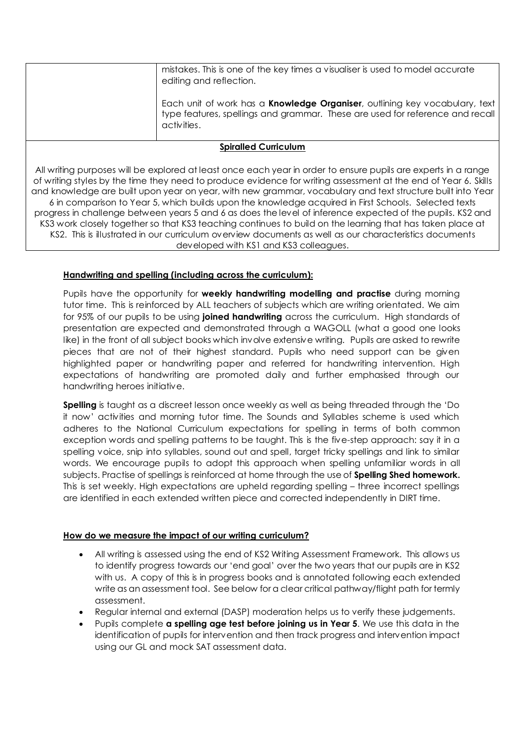| | mistakes. This is one of the key times a visualiser is used to model accurate editing and reflection.<br><br>Each unit of work has a **Knowledge Organiser**, outlining key vocabulary, text type features, spellings and grammar. These are used for reference and recall activities. |
|---|---|

**Spiralled Curriculum**

All writing purposes will be explored at least once each year in order to ensure pupils are experts in a range of writing styles by the time they need to produce evidence for writing assessment at the end of Year 6. Skills and knowledge are built upon year on year, with new grammar, vocabulary and text structure built into Year 6 in comparison to Year 5, which builds upon the knowledge acquired in First Schools. Selected texts progress in challenge between years 5 and 6 as does the level of inference expected of the pupils. KS2 and KS3 work closely together so that KS3 teaching continues to build on the learning that has taken place at KS2. This is illustrated in our curriculum overview documents as well as our characteristics documents developed with KS1 and KS3 colleagues.

**Handwriting and spelling (including across the curriculum):**

Pupils have the opportunity for **weekly handwriting modelling and practise** during morning tutor time. This is reinforced by ALL teachers of subjects which are writing orientated. We aim for 95% of our pupils to be using **joined handwriting** across the curriculum. High standards of presentation are expected and demonstrated through a WAGOLL (what a good one looks like) in the front of all subject books which involve extensive writing. Pupils are asked to rewrite pieces that are not of their highest standard. Pupils who need support can be given highlighted paper or handwriting paper and referred for handwriting intervention. High expectations of handwriting are promoted daily and further emphasised through our handwriting heroes initiative.

**Spelling** is taught as a discreet lesson once weekly as well as being threaded through the 'Do it now' activities and morning tutor time. The Sounds and Syllables scheme is used which adheres to the National Curriculum expectations for spelling in terms of both common exception words and spelling patterns to be taught. This is the five-step approach: say it in a spelling voice, snip into syllables, sound out and spell, target tricky spellings and link to similar words. We encourage pupils to adopt this approach when spelling unfamiliar words in all subjects. Practise of spellings is reinforced at home through the use of **Spelling Shed homework.** This is set weekly. High expectations are upheld regarding spelling – three incorrect spellings are identified in each extended written piece and corrected independently in DIRT time.

**How do we measure the impact of our writing curriculum?**

- All writing is assessed using the end of KS2 Writing Assessment Framework. This allows us to identify progress towards our 'end goal' over the two years that our pupils are in KS2 with us. A copy of this is in progress books and is annotated following each extended write as an assessment tool. See below for a clear critical pathway/flight path for termly assessment.
- Regular internal and external (DASP) moderation helps us to verify these judgements.
- Pupils complete **a spelling age test before joining us in Year 5**. We use this data in the identification of pupils for intervention and then track progress and intervention impact using our GL and mock SAT assessment data.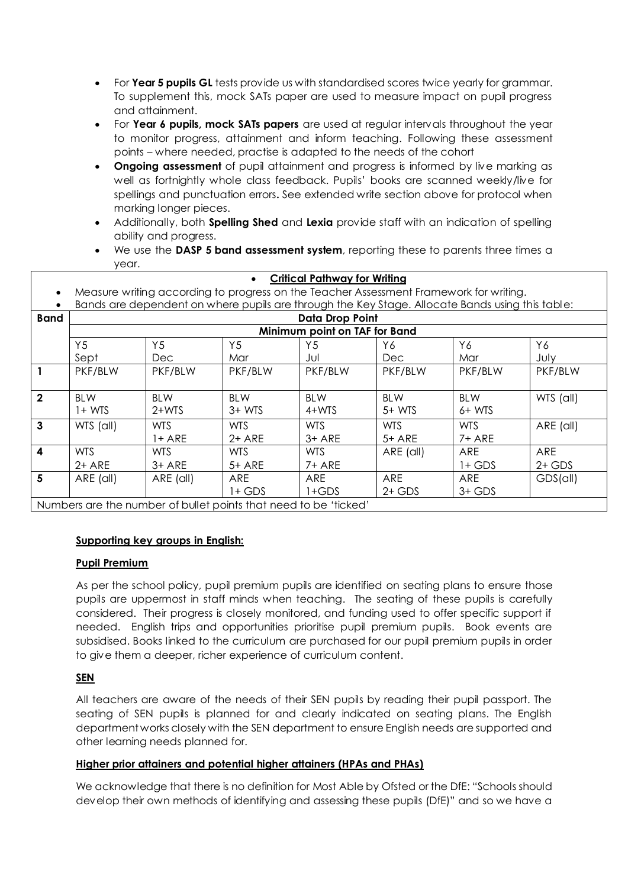- For **Year 5 pupils GL** tests provide us with standardised scores twice yearly for grammar. To supplement this, mock SATs paper are used to measure impact on pupil progress and attainment.
- For **Year 6 pupils, mock SATs papers** are used at regular intervals throughout the year to monitor progress, attainment and inform teaching. Following these assessment points – where needed, practise is adapted to the needs of the cohort
- **Ongoing assessment** of pupil attainment and progress is informed by live marking as well as fortnightly whole class feedback. Pupils' books are scanned weekly/live for spellings and punctuation errors**.** See extended write section above for protocol when marking longer pieces.
- Additionally, both **Spelling Shed** and **Lexia** provide staff with an indication of spelling ability and progress.
- We use the **DASP 5 band assessment system**, reporting these to parents three times a year.

- **Critical Pathway for Writing**
- Measure writing according to progress on the Teacher Assessment Framework for writing.
- Bands are dependent on where pupils are through the Key Stage. Allocate Bands using this table:

| Band | Data Drop Point | | | | | | |
|---|---|---|---|---|---|---|---|
| | Minimum point on TAF for Band | | | | | | |
| | Y5 Sept | Y5 Dec | Y5 Mar | Y5 Jul | Y6 Dec | Y6 Mar | Y6 July |
| 1 | PKF/BLW | PKF/BLW | PKF/BLW | PKF/BLW | PKF/BLW | PKF/BLW | PKF/BLW |
| 2 | BLW 1+ WTS | BLW 2+WTS | BLW 3+ WTS | BLW 4+WTS | BLW 5+ WTS | BLW 6+ WTS | WTS (all) |
| 3 | WTS (all) | WTS 1+ ARE | WTS 2+ ARE | WTS 3+ ARE | WTS 5+ ARE | WTS 7+ ARE | ARE (all) |
| 4 | WTS 2+ ARE | WTS 3+ ARE | WTS 5+ ARE | WTS 7+ ARE | ARE (all) | ARE 1+ GDS | ARE 2+ GDS |
| 5 | ARE (all) | ARE (all) | ARE 1+ GDS | ARE 1+GDS | ARE 2+ GDS | ARE 3+ GDS | GDS(all) |

Numbers are the number of bullet points that need to be 'ticked'

**Supporting key groups in English:**

**Pupil Premium**

As per the school policy, pupil premium pupils are identified on seating plans to ensure those pupils are uppermost in staff minds when teaching. The seating of these pupils is carefully considered. Their progress is closely monitored, and funding used to offer specific support if needed. English trips and opportunities prioritise pupil premium pupils. Book events are subsidised. Books linked to the curriculum are purchased for our pupil premium pupils in order to give them a deeper, richer experience of curriculum content.

**SEN**

All teachers are aware of the needs of their SEN pupils by reading their pupil passport. The seating of SEN pupils is planned for and clearly indicated on seating plans. The English department works closely with the SEN department to ensure English needs are supported and other learning needs planned for.

**Higher prior attainers and potential higher attainers (HPAs and PHAs)**

We acknowledge that there is no definition for Most Able by Ofsted or the DfE: "Schools should develop their own methods of identifying and assessing these pupils (DfE)" and so we have a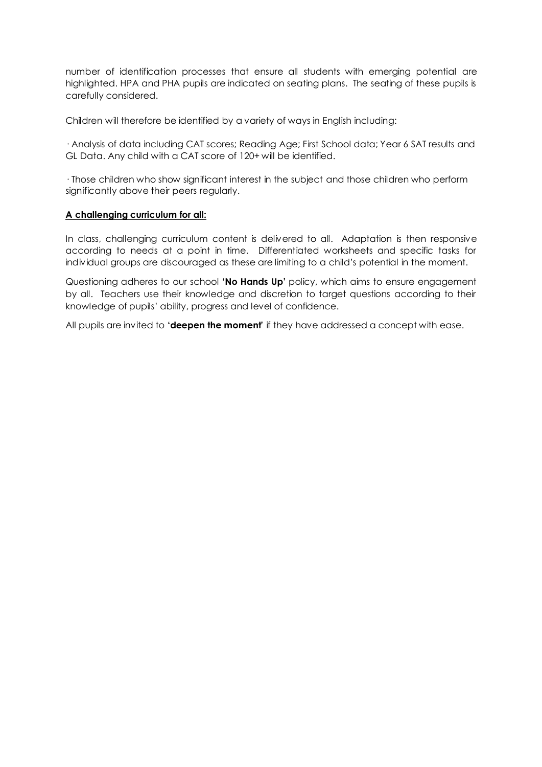number of identification processes that ensure all students with emerging potential are highlighted. HPA and PHA pupils are indicated on seating plans. The seating of these pupils is carefully considered.

Children will therefore be identified by a variety of ways in English including:

· Analysis of data including CAT scores; Reading Age; First School data; Year 6 SAT results and GL Data. Any child with a CAT score of 120+ will be identified.

· Those children who show significant interest in the subject and those children who perform significantly above their peers regularly.

**A challenging curriculum for all:**

In class, challenging curriculum content is delivered to all. Adaptation is then responsive according to needs at a point in time. Differentiated worksheets and specific tasks for individual groups are discouraged as these are limiting to a child's potential in the moment.

Questioning adheres to our school **'No Hands Up'** policy, which aims to ensure engagement by all. Teachers use their knowledge and discretion to target questions according to their knowledge of pupils' ability, progress and level of confidence.

All pupils are invited to **'deepen the moment'** if they have addressed a concept with ease.